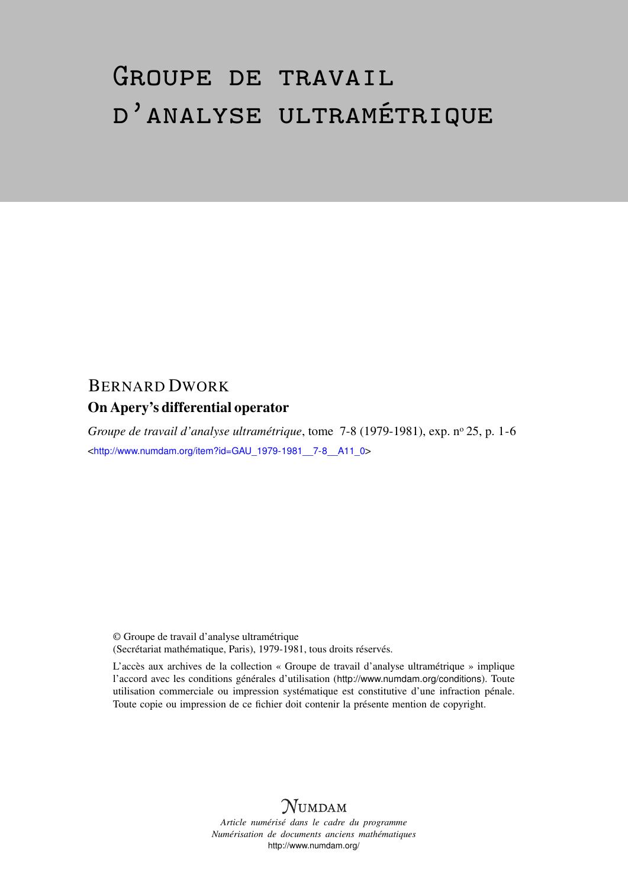# GROUPE DE TRAVAIL D'ANALYSE ULTRAMÉTRIQUE

BERNARD DWORK

**On Apery's differential operator**

*Groupe de travail d'analyse ultramétrique*, tome 7-8 (1979-1981), exp. n° 25, p. 1-6

<http://www.numdam.org/item?id=GAU_1979-1981__7-8__A11_0>

© Groupe de travail d'analyse ultramétrique
(Secrétariat mathématique, Paris), 1979-1981, tous droits réservés.

L'accès aux archives de la collection « Groupe de travail d'analyse ultramétrique » implique l'accord avec les conditions générales d'utilisation (http://www.numdam.org/conditions). Toute utilisation commerciale ou impression systématique est constitutive d'une infraction pénale. Toute copie ou impression de ce fichier doit contenir la présente mention de copyright.

NUMDAM

*Article numérisé dans le cadre du programme*
*Numérisation de documents anciens mathématiques*
http://www.numdam.org/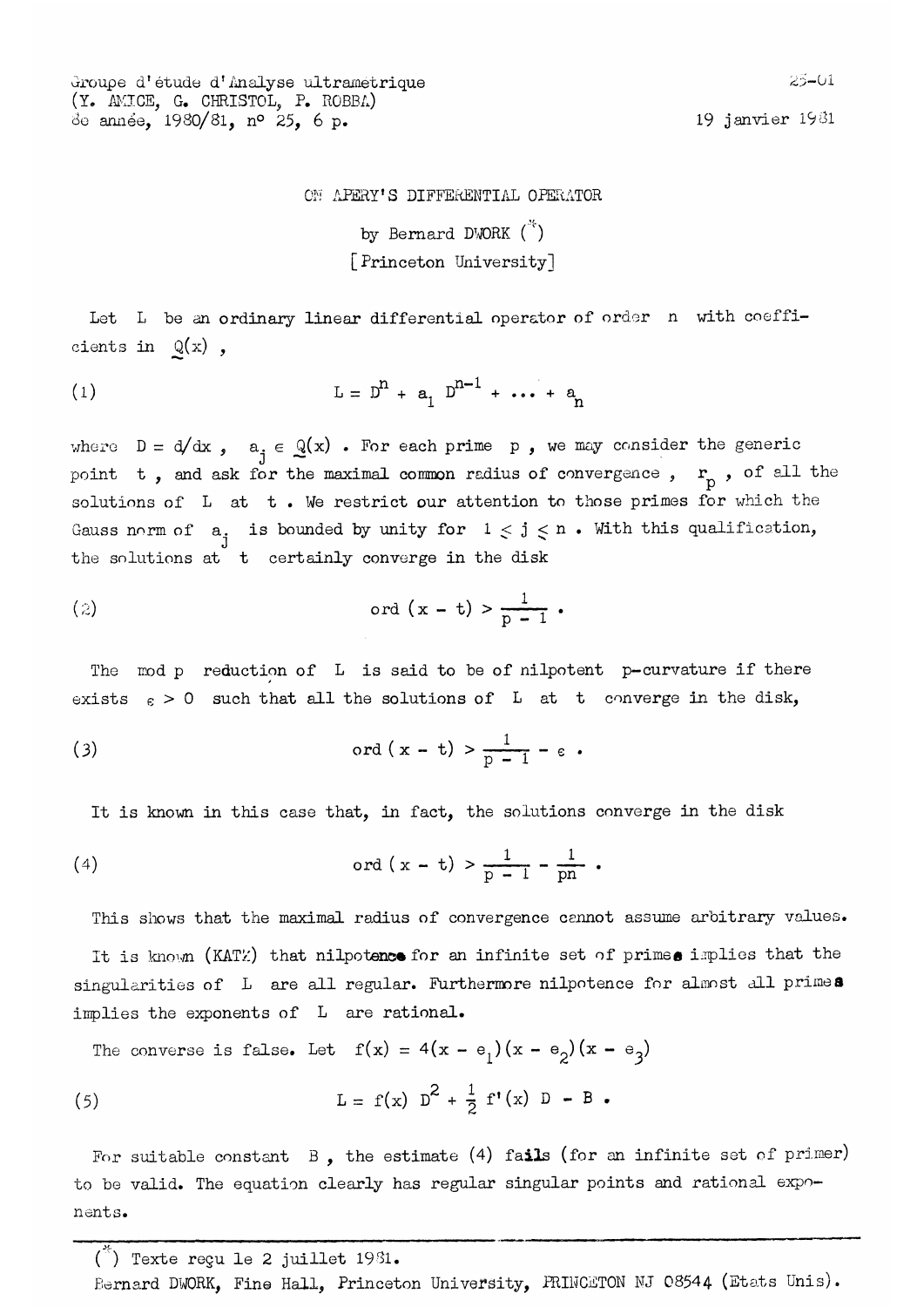Groupe d'étude d'Analyse ultramétrique
(Y. AMICE, G. CHRISTOL, P. ROBBA)
8e année, 1980/81, n° 25, 6 p.

19 janvier 1981

# ON APERY'S DIFFERENTIAL OPERATOR

by Bernard DWORK (*)
[Princeton University]

Let L be an ordinary linear differential operator of order n with coefficients in $\underset{\sim}{Q}(x)$ ,

$$L = D^n + a_1 D^{n-1} + \dots + a_n \tag{1}$$

where $D = d/dx$ , $a_j \in \underset{\sim}{Q}(x)$ . For each prime p , we may consider the generic point t , and ask for the maximal common radius of convergence , $r_p$ , of all the solutions of L at t . We restrict our attention to those primes for which the Gauss norm of $a_j$ is bounded by unity for $1 \leq j \leq n$ . With this qualification, the solutions at t certainly converge in the disk

$$\text{ord } (x - t) > \frac{1}{p - 1} \text{ .} \tag{2}$$

The mod p reduction of L is said to be of nilpotent p-curvature if there exists $\varepsilon > 0$ such that all the solutions of L at t converge in the disk,

$$\text{ord } ( x - t) > \frac{1}{p - 1} - \varepsilon \text{ .} \tag{3}$$

It is known in this case that, in fact, the solutions converge in the disk

$$\text{ord } ( x - t) > \frac{1}{p - 1} - \frac{1}{pn} \text{ .} \tag{4}$$

This shows that the maximal radius of convergence cannot assume arbitrary values.

It is known (KATZ) that nilpotence for an infinite set of primes implies that the singularities of L are all regular. Furthermore nilpotence for almost all primes implies the exponents of L are rational.

The converse is false. Let $f(x) = 4(x - e_1)(x - e_2)(x - e_3)$

$$L = f(x)\ D^2 + \frac{1}{2}\ f'(x)\ D\ -\ B \text{ .} \tag{5}$$

For suitable constant B , the estimate (4) fails (for an infinite set of primer) to be valid. The equation clearly has regular singular points and rational exponents.

---

(*) Texte reçu le 2 juillet 1981.

Bernard DWORK, Fine Hall, Princeton University, PRINCETON NJ 08544 (Etats Unis).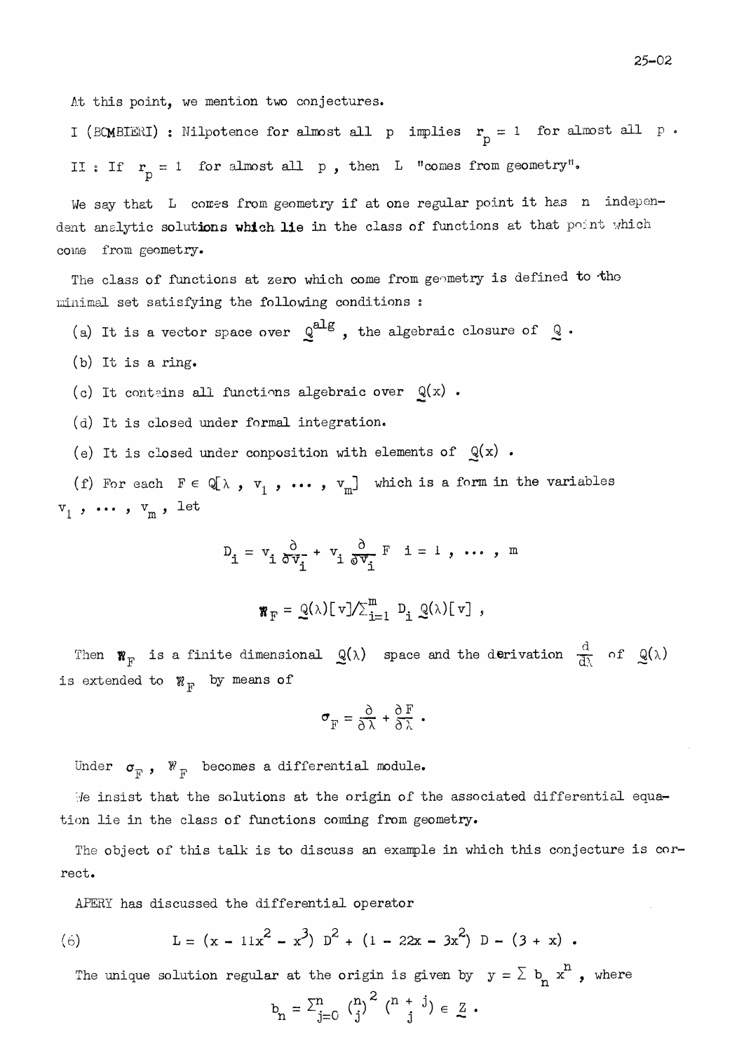At this point, we mention two conjectures.

I (BOMBIERI) : Nilpotence for almost all $p$ implies $r_p = 1$ for almost all $p$.

II : If $r_p = 1$ for almost all $p$, then $L$ "comes from geometry".

We say that $L$ comes from geometry if at one regular point it has $n$ independent analytic solutions which lie in the class of functions at that point which come from geometry.

The class of functions at zero which come from geometry is defined to the minimal set satisfying the following conditions :

(a) It is a vector space over $\underset{\sim}{Q}^{alg}$, the algebraic closure of $\underset{\sim}{Q}$.

(b) It is a ring.

(c) It contains all functions algebraic over $\underset{\sim}{Q}(x)$.

(d) It is closed under formal integration.

(e) It is closed under conposition with elements of $\underset{\sim}{Q}(x)$.

(f) For each $F \in Q[\lambda, v_1, \ldots, v_m]$ which is a form in the variables $v_1, \ldots, v_m$, let

$$D_i = v_i \frac{\partial}{\partial v_i} + v_i \frac{\partial}{\partial v_i} F \quad i = 1, \ldots, m$$

$$\mathfrak{W}_F = \underset{\sim}{Q}(\lambda)[v] / \Sigma_{i=1}^m D_i \underset{\sim}{Q}(\lambda)[v] ,$$

Then $\mathfrak{W}_F$ is a finite dimensional $\underset{\sim}{Q}(\lambda)$ space and the derivation $\frac{d}{d\lambda}$ of $\underset{\sim}{Q}(\lambda)$ is extended to $\mathfrak{W}_F$ by means of

$$\sigma_F = \frac{\partial}{\partial \lambda} + \frac{\partial F}{\partial \lambda} .$$

Under $\sigma_F$, $\mathfrak{W}_F$ becomes a differential module.

We insist that the solutions at the origin of the associated differential equation lie in the class of functions coming from geometry.

The object of this talk is to discuss an example in which this conjecture is correct.

APERY has discussed the differential operator

$$(6) \qquad L = (x - 11x^2 - x^3)\, D^2 + (1 - 22x - 3x^2)\, D - (3 + x) .$$

The unique solution regular at the origin is given by $y = \Sigma\, b_n x^n$, where

$$b_n = \Sigma_{j=0}^n \binom{n}{j}^2 \binom{n+j}{j} \in \underset{\sim}{Z} .$$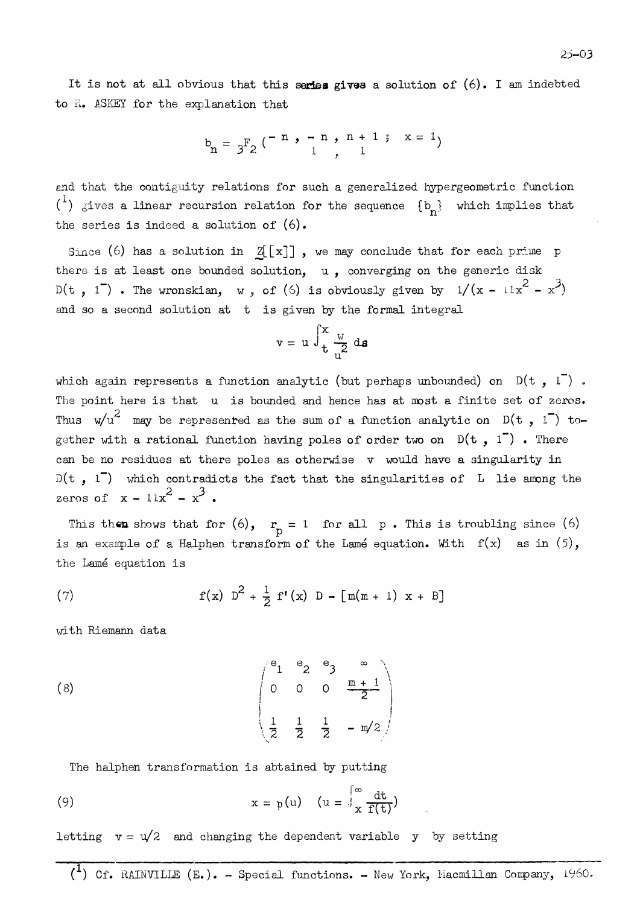It is not at all obvious that this **series gives** a solution of (6). I am indebted to R. ASKEY for the explanation that

$$b_n = {}_3F_2\left(\begin{matrix} -n, & -n, & n+1; \\ & 1, & 1 \end{matrix}\; x = 1\right)$$

and that the contiguity relations for such a generalized hypergeometric function [1] gives a linear recursion relation for the sequence $\{b_n\}$ which implies that the series is indeed a solution of (6).

Since (6) has a solution in $\underline{Z}[[x]]$, we may conclude that for each prime $p$ there is at least one bounded solution, $u$, converging on the generic disk $D(t, 1^-)$. The wronskian, $w$, of (6) is obviously given by $1/(x - 11x^2 - x^3)$ and so a second solution at $t$ is given by the formal integral

$$v = u \int_t^x \frac{w}{u^2}\, ds$$

which again represents a function analytic (but perhaps unbounded) on $D(t, 1^-)$. The point here is that $u$ is bounded and hence has at most a finite set of zeros. Thus $w/u^2$ may be represented as the sum of a function analytic on $D(t, 1^-)$ together with a rational function having poles of order two on $D(t, 1^-)$. There can be no residues at there poles as otherwise $v$ would have a singularity in $D(t, 1^-)$ which contradicts the fact that the singularities of $L$ lie among the zeros of $x - 11x^2 - x^3$.

This then shows that for (6), $r_p = 1$ for all $p$. This is troubling since (6) is an example of a Halphen transform of the Lamé equation. With $f(x)$ as in (5), the Lamé equation is

$$f(x)\, D^2 + \frac{1}{2} f'(x)\, D - [m(m+1)\, x + B] \tag{7}$$

with Riemann data

$$\begin{pmatrix} e_1 & e_2 & e_3 & \infty \\ 0 & 0 & 0 & \frac{m+1}{2} \\ \frac{1}{2} & \frac{1}{2} & \frac{1}{2} & -m/2 \end{pmatrix} \tag{8}$$

The halphen transformation is abtained by putting

$$x = p(u) \quad \left(u = \int_x^\infty \frac{dt}{f(t)}\right) \tag{9}$$

letting $v = u/2$ and changing the dependent variable $y$ by setting

---

[1] Cf. RAINVILLE (E.). - Special functions. - New York, Macmillan Company, 1960.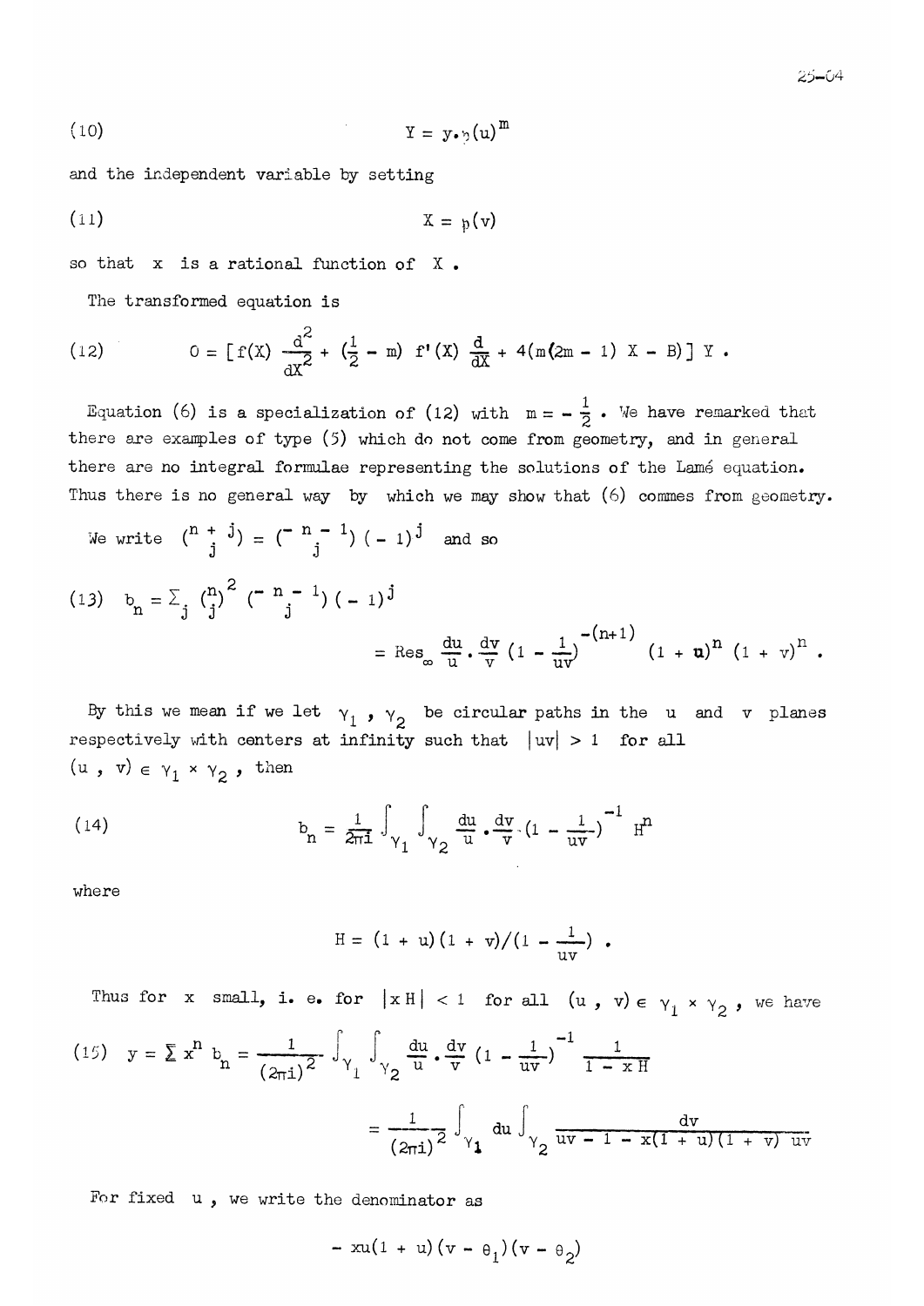$$(10) \qquad Y = y \cdot \wp(u)^m$$

and the independent variable by setting

$$(11) \qquad X = \wp(v)$$

so that $x$ is a rational function of $X$ .

The transformed equation is

$$(12) \qquad 0 = \left[ f(X) \frac{d^2}{dX^2} + \left(\tfrac{1}{2} - m\right) f'(X) \frac{d}{dX} + 4(m(2m-1) X - B) \right] Y .$$

Equation (6) is a specialization of (12) with $m = -\frac{1}{2}$ . We have remarked that there are examples of type (5) which do not come from geometry, and in general there are no integral formulae representing the solutions of the Lamé equation. Thus there is no general way by which we may show that (6) commes from geometry.

We write $\binom{n+j}{j} = \binom{-n-1}{j}(-1)^j$ and so

$$(13) \quad b_n = \textstyle\sum_j \binom{n}{j}^2 \binom{-n-1}{j} (-1)^j$$
$$= \operatorname{Res}_\infty \frac{du}{u} \cdot \frac{dv}{v} \left(1 - \frac{1}{uv}\right)^{-(n+1)} (1+u)^n (1+v)^n .$$

By this we mean if we let $\gamma_1$ , $\gamma_2$ be circular paths in the $u$ and $v$ planes respectively with centers at infinity such that $|uv| > 1$ for all $(u, v) \in \gamma_1 \times \gamma_2$ , then

$$(14) \qquad b_n = \frac{1}{2\pi i} \int_{\gamma_1} \int_{\gamma_2} \frac{du}{u} \cdot \frac{dv}{v} \cdot \left(1 - \frac{1}{uv}\right)^{-1} H^n$$

where

$$H = (1+u)(1+v)/\left(1 - \frac{1}{uv}\right) .$$

Thus for $x$ small, i. e. for $|xH| < 1$ for all $(u, v) \in \gamma_1 \times \gamma_2$ , we have

$$(15) \quad y = \sum x^n b_n = \frac{1}{(2\pi i)^2} \int_{\gamma_1} \int_{\gamma_2} \frac{du}{u} \cdot \frac{dv}{v} \left(1 - \frac{1}{uv}\right)^{-1} \frac{1}{1 - xH}$$
$$= \frac{1}{(2\pi i)^2} \int_{\gamma_1} du \int_{\gamma_2} \frac{dv}{uv - 1 - x(1+u)(1+v)\, uv}$$

For fixed $u$ , we write the denominator as

$$-\, xu(1+u)(v - \theta_1)(v - \theta_2)$$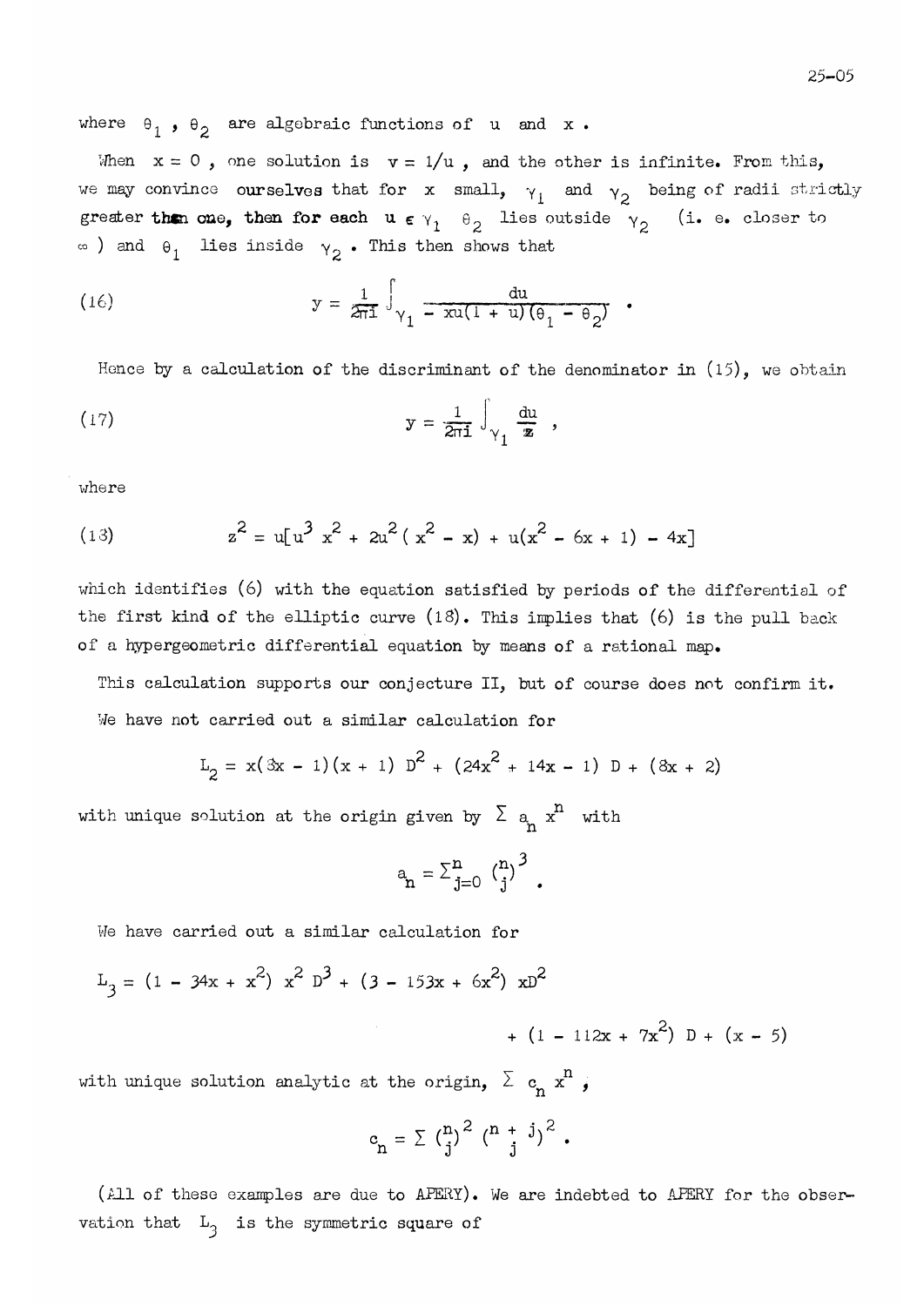where $\theta_1$, $\theta_2$ are algebraic functions of $u$ and $x$.

When $x = 0$, one solution is $v = 1/u$, and the other is infinite. From this, we may convince ourselves that for $x$ small, $\gamma_1$ and $\gamma_2$ being of radii strictly greater than one, then for each $u \in \gamma_1$ $\theta_2$ lies outside $\gamma_2$ (i. e. closer to $\infty$) and $\theta_1$ lies inside $\gamma_2$. This then shows that

$$
(16) \qquad y = \frac{1}{2\pi i} \int_{\gamma_1} \frac{du}{-xu(1+u)(\theta_1 - \theta_2)} .
$$

Hence by a calculation of the discriminant of the denominator in (15), we obtain

$$
(17) \qquad y = \frac{1}{2\pi i} \int_{\gamma_1} \frac{du}{z} ,
$$

where

$$
(18) \qquad z^2 = u[u^3 x^2 + 2u^2(x^2 - x) + u(x^2 - 6x + 1) - 4x]
$$

which identifies (6) with the equation satisfied by periods of the differential of the first kind of the elliptic curve (18). This implies that (6) is the pull back of a hypergeometric differential equation by means of a rational map.

This calculation supports our conjecture II, but of course does not confirm it.

We have not carried out a similar calculation for

$$
L_2 = x(8x - 1)(x + 1) D^2 + (24x^2 + 14x - 1) D + (8x + 2)
$$

with unique solution at the origin given by $\sum a_n x^n$ with

$$
a_n = \sum_{j=0}^{n} \binom{n}{j}^3 .
$$

We have carried out a similar calculation for

$$
L_3 = (1 - 34x + x^2) x^2 D^3 + (3 - 153x + 6x^2) xD^2 + (1 - 112x + 7x^2) D + (x - 5)
$$

with unique solution analytic at the origin, $\sum c_n x^n$,

$$
c_n = \sum \binom{n}{j}^2 \binom{n+j}{j}^2 .
$$

(All of these examples are due to APERY). We are indebted to APERY for the observation that $L_3$ is the symmetric square of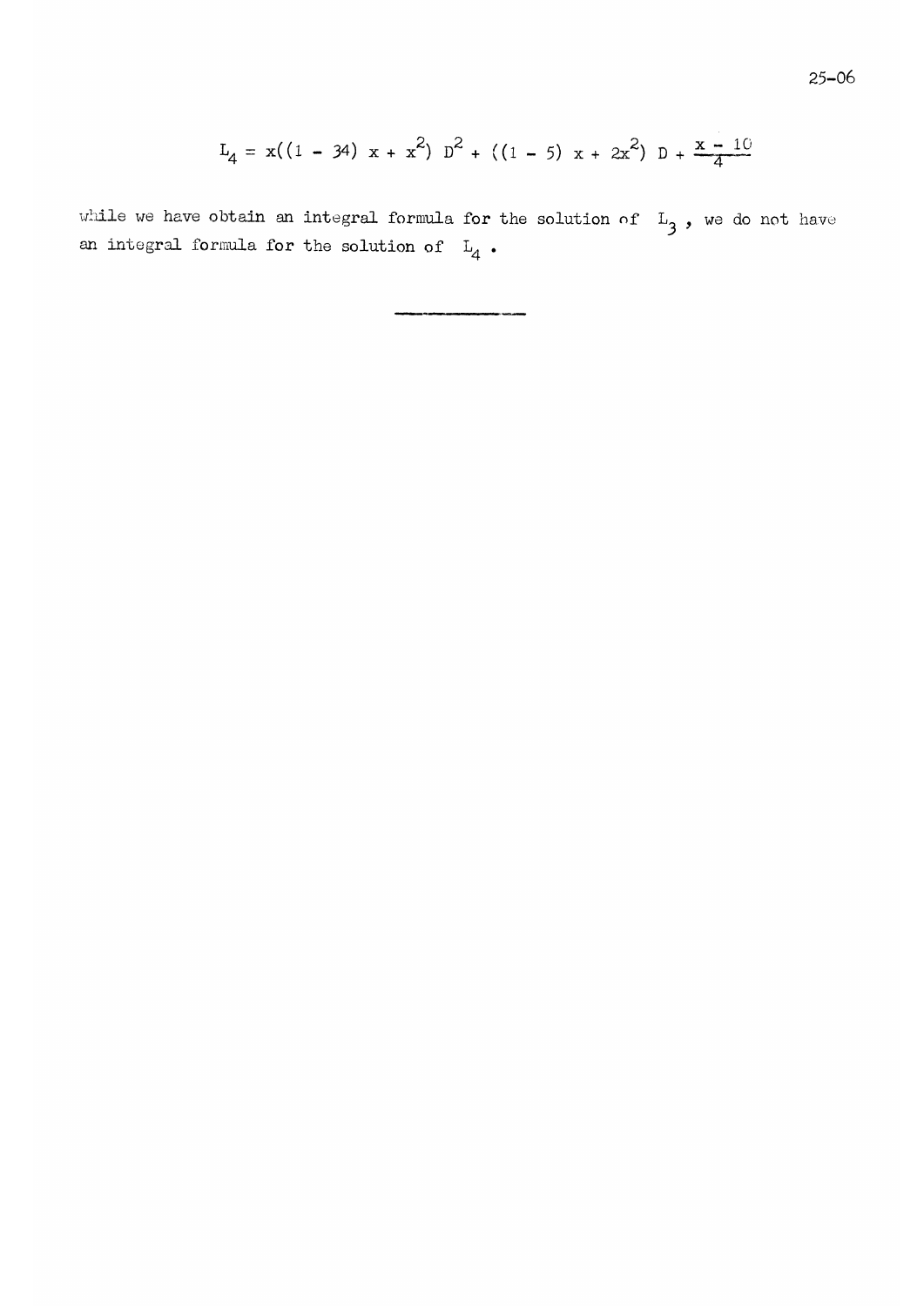$$L_4 = x((1 - 34)\ x + x^2)\ D^2 + ((1 - 5)\ x + 2x^2)\ D + \frac{x - 10}{4}$$

while we have obtain an integral formula for the solution of $L_3$, we do not have an integral formula for the solution of $L_4$.

---